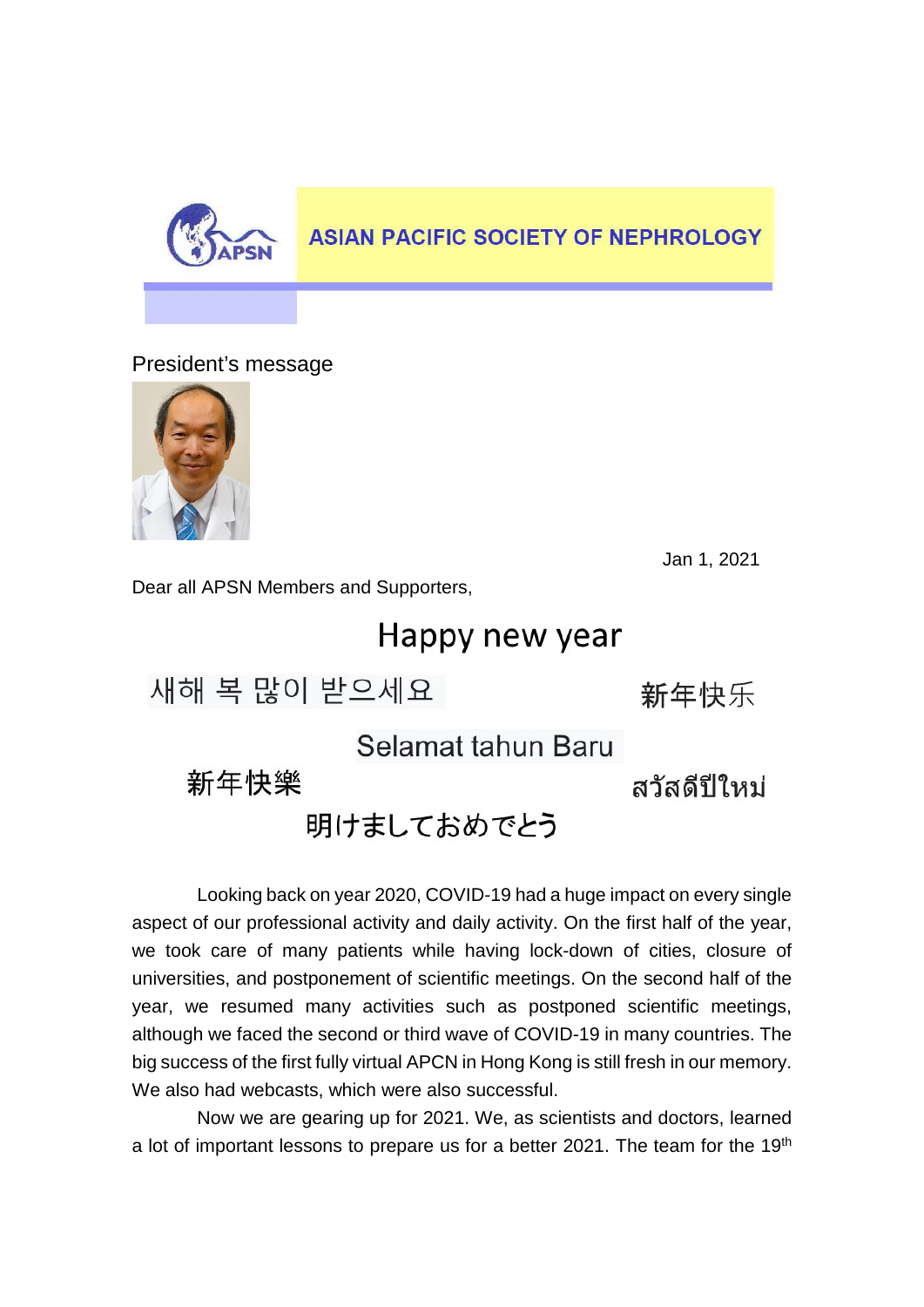# ASIAN PACIFIC SOCIETY OF NEPHROLOGY

## President's message

Jan 1, 2021

Dear all APSN Members and Supporters,

Happy new year

새해 복 많이 받으세요

新年快乐

Selamat tahun Baru

新年快樂

สวัสดีปีใหม่

明けましておめでとう

Looking back on year 2020, COVID-19 had a huge impact on every single aspect of our professional activity and daily activity. On the first half of the year, we took care of many patients while having lock-down of cities, closure of universities, and postponement of scientific meetings. On the second half of the year, we resumed many activities such as postponed scientific meetings, although we faced the second or third wave of COVID-19 in many countries. The big success of the first fully virtual APCN in Hong Kong is still fresh in our memory. We also had webcasts, which were also successful.

Now we are gearing up for 2021. We, as scientists and doctors, learned a lot of important lessons to prepare us for a better 2021. The team for the 19th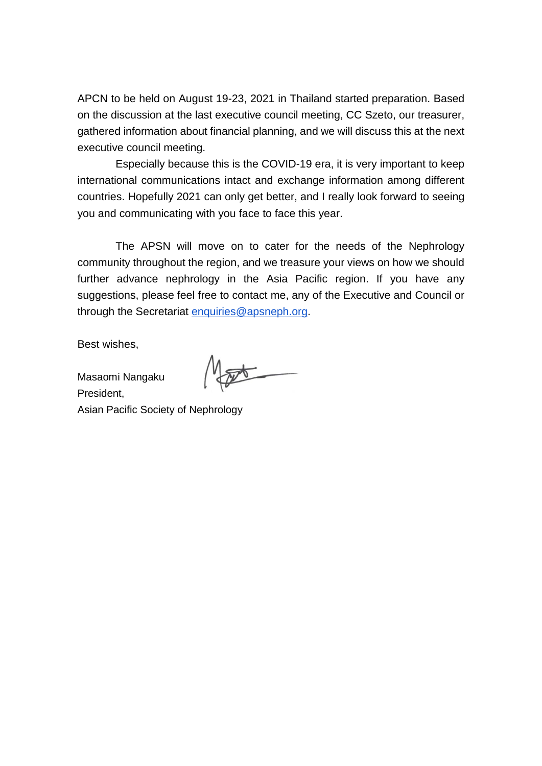APCN to be held on August 19-23, 2021 in Thailand started preparation. Based on the discussion at the last executive council meeting, CC Szeto, our treasurer, gathered information about financial planning, and we will discuss this at the next executive council meeting.

Especially because this is the COVID-19 era, it is very important to keep international communications intact and exchange information among different countries. Hopefully 2021 can only get better, and I really look forward to seeing you and communicating with you face to face this year.

The APSN will move on to cater for the needs of the Nephrology community throughout the region, and we treasure your views on how we should further advance nephrology in the Asia Pacific region. If you have any suggestions, please feel free to contact me, any of the Executive and Council or through the Secretariat enquiries@apsneph.org.

Best wishes,

Masaomi Nangaku  
President,  
Asian Pacific Society of Nephrology